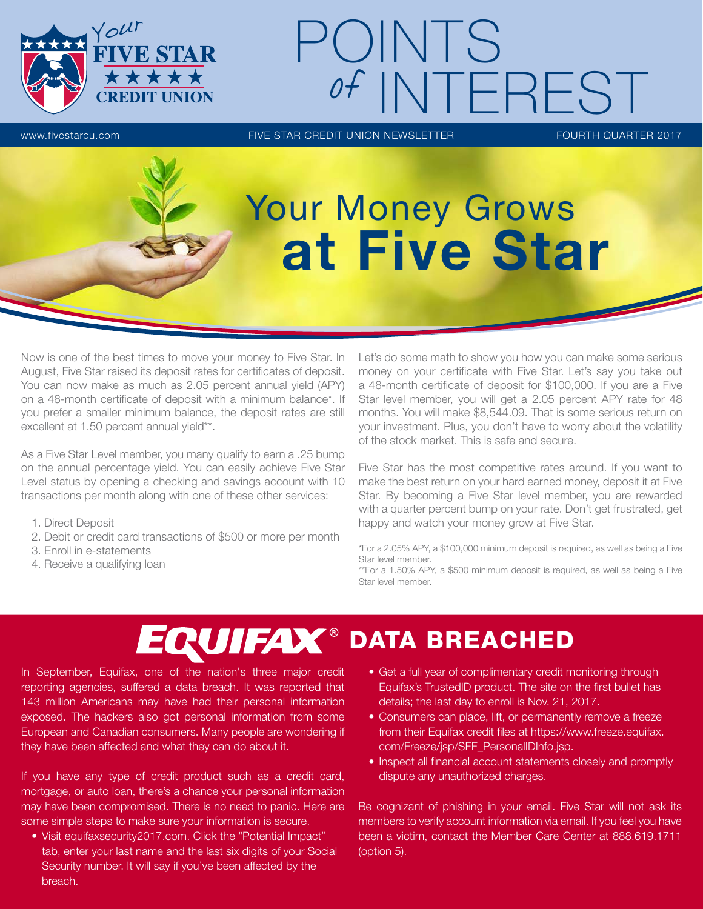# POINTS of INTEREST

www.fivestarcu.com — FIVE STAR CREDIT UNION NEWSLETTER — FOURTH QUARTER 2017

## Your Money Grows at Five Star

Now is one of the best times to move your money to Five Star. In August, Five Star raised its deposit rates for certificates of deposit. You can now make as much as 2.05 percent annual yield (APY) on a 48-month certificate of deposit with a minimum balance*. If you prefer a smaller minimum balance, the deposit rates are still excellent at 1.50 percent annual yield**.

As a Five Star Level member, you many qualify to earn a .25 bump on the annual percentage yield. You can easily achieve Five Star Level status by opening a checking and savings account with 10 transactions per month along with one of these other services:

1. Direct Deposit
2. Debit or credit card transactions of $500 or more per month
3. Enroll in e-statements
4. Receive a qualifying loan

Let's do some math to show you how you can make some serious money on your certificate with Five Star. Let's say you take out a 48-month certificate of deposit for $100,000. If you are a Five Star level member, you will get a 2.05 percent APY rate for 48 months. You will make $8,544.09. That is some serious return on your investment. Plus, you don't have to worry about the volatility of the stock market. This is safe and secure.

Five Star has the most competitive rates around. If you want to make the best return on your hard earned money, deposit it at Five Star. By becoming a Five Star level member, you are rewarded with a quarter percent bump on your rate. Don't get frustrated, get happy and watch your money grow at Five Star.

*For a 2.05% APY, a $100,000 minimum deposit is required, as well as being a Five Star level member.
**For a 1.50% APY, a $500 minimum deposit is required, as well as being a Five Star level member.

## EQUIFAX® DATA BREACHED

In September, Equifax, one of the nation's three major credit reporting agencies, suffered a data breach. It was reported that 143 million Americans may have had their personal information exposed. The hackers also got personal information from some European and Canadian consumers. Many people are wondering if they have been affected and what they can do about it.

If you have any type of credit product such as a credit card, mortgage, or auto loan, there's a chance your personal information may have been compromised. There is no need to panic. Here are some simple steps to make sure your information is secure.

- Visit equifaxsecurity2017.com. Click the "Potential Impact" tab, enter your last name and the last six digits of your Social Security number. It will say if you've been affected by the breach.
- Get a full year of complimentary credit monitoring through Equifax's TrustedID product. The site on the first bullet has details; the last day to enroll is Nov. 21, 2017.
- Consumers can place, lift, or permanently remove a freeze from their Equifax credit files at https://www.freeze.equifax.com/Freeze/jsp/SFF_PersonalIDInfo.jsp.
- Inspect all financial account statements closely and promptly dispute any unauthorized charges.

Be cognizant of phishing in your email. Five Star will not ask its members to verify account information via email. If you feel you have been a victim, contact the Member Care Center at 888.619.1711 (option 5).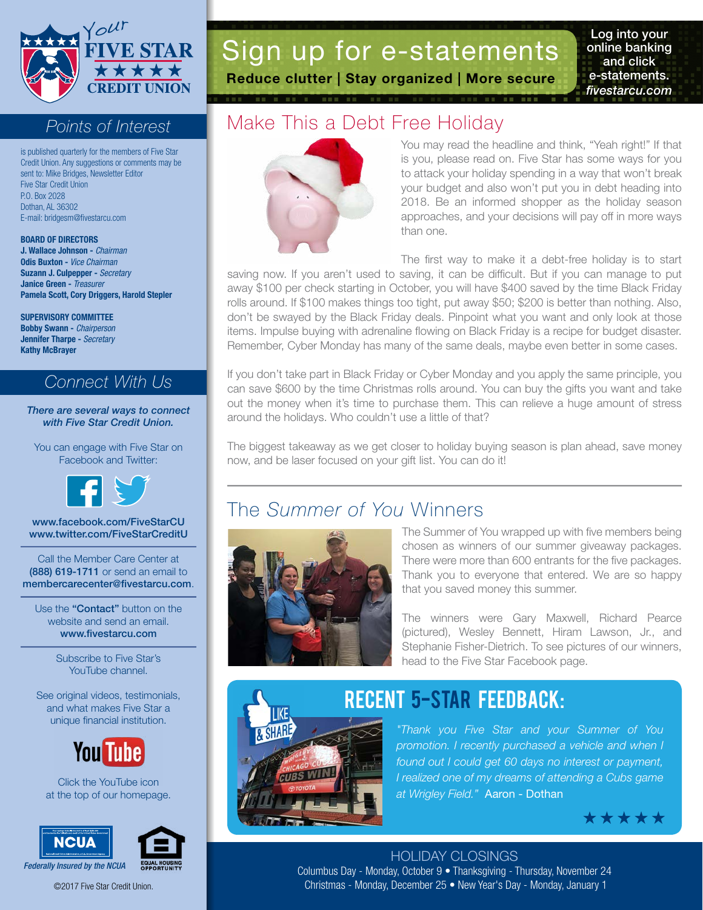# Your FIVE STAR CREDIT UNION

## Points of Interest

is published quarterly for the members of Five Star Credit Union. Any suggestions or comments may be sent to: Mike Bridges, Newsletter Editor
Five Star Credit Union
P.O. Box 2028
Dothan, AL 36302
E-mail: bridgesm@fivestarcu.com

**BOARD OF DIRECTORS**
**J. Wallace Johnson** - *Chairman*
**Odis Buxton** - *Vice Chairman*
**Suzann J. Culpepper** - *Secretary*
**Janice Green** - *Treasurer*
**Pamela Scott, Cory Driggers, Harold Stepler**

**SUPERVISORY COMMITTEE**
**Bobby Swann** - *Chairperson*
**Jennifer Tharpe** - *Secretary*
**Kathy McBrayer**

## Connect With Us

***There are several ways to connect with Five Star Credit Union.***

You can engage with Five Star on Facebook and Twitter:

**www.facebook.com/FiveStarCU**
**www.twitter.com/FiveStarCreditU**

Call the Member Care Center at **(888) 619-1711** or send an email to **membercarecenter@fivestarcu.com**.

Use the **"Contact"** button on the website and send an email.
**www.fivestarcu.com**

Subscribe to Five Star's YouTube channel.

See original videos, testimonials, and what makes Five Star a unique financial institution.

Click the YouTube icon at the top of our homepage.

*Federally Insured by the NCUA*

©2017 Five Star Credit Union.

# Sign up for e-statements

**Reduce clutter | Stay organized | More secure**

Log into your online banking and click e-statements.
*fivestarcu.com*

## Make This a Debt Free Holiday

You may read the headline and think, "Yeah right!" If that is you, please read on. Five Star has some ways for you to attack your holiday spending in a way that won't break your budget and also won't put you in debt heading into 2018. Be an informed shopper as the holiday season approaches, and your decisions will pay off in more ways than one.

The first way to make it a debt-free holiday is to start saving now. If you aren't used to saving, it can be difficult. But if you can manage to put away $100 per check starting in October, you will have $400 saved by the time Black Friday rolls around. If $100 makes things too tight, put away $50; $200 is better than nothing. Also, don't be swayed by the Black Friday deals. Pinpoint what you want and only look at those items. Impulse buying with adrenaline flowing on Black Friday is a recipe for budget disaster. Remember, Cyber Monday has many of the same deals, maybe even better in some cases.

If you don't take part in Black Friday or Cyber Monday and you apply the same principle, you can save $600 by the time Christmas rolls around. You can buy the gifts you want and take out the money when it's time to purchase them. This can relieve a huge amount of stress around the holidays. Who couldn't use a little of that?

The biggest takeaway as we get closer to holiday buying season is plan ahead, save money now, and be laser focused on your gift list. You can do it!

## The *Summer of You* Winners

The Summer of You wrapped up with five members being chosen as winners of our summer giveaway packages. There were more than 600 entrants for the five packages. Thank you to everyone that entered. We are so happy that you saved money this summer.

The winners were Gary Maxwell, Richard Pearce (pictured), Wesley Bennett, Hiram Lawson, Jr., and Stephanie Fisher-Dietrich. To see pictures of our winners, head to the Five Star Facebook page.

## RECENT 5-STAR FEEDBACK:

LIKE & SHARE

*"Thank you Five Star and your Summer of You promotion. I recently purchased a vehicle and when I found out I could get 60 days no interest or payment, I realized one of my dreams of attending a Cubs game at Wrigley Field."* Aaron - Dothan

★★★★★

### HOLIDAY CLOSINGS

Columbus Day - Monday, October 9 • Thanksgiving - Thursday, November 24
Christmas - Monday, December 25 • New Year's Day - Monday, January 1